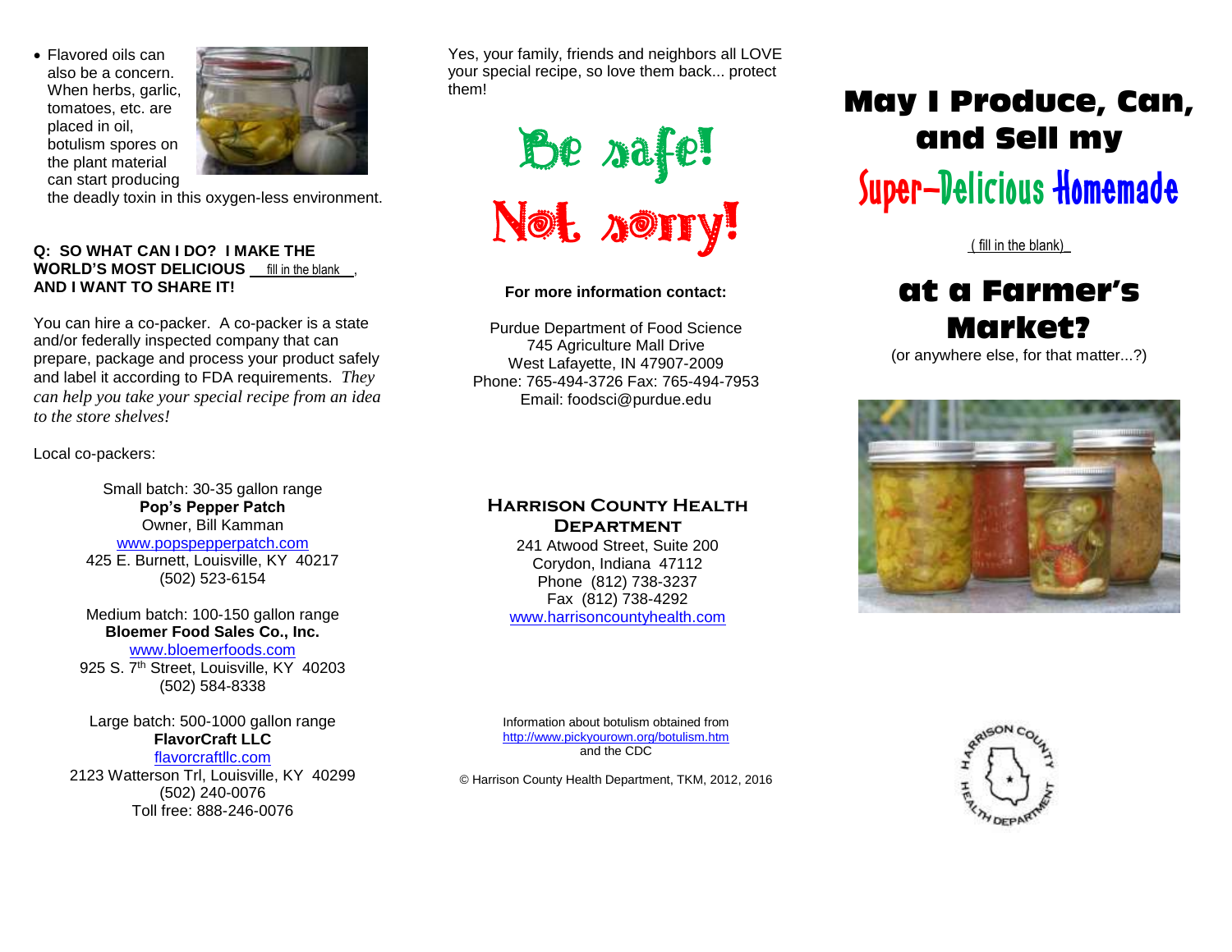- Flavored oils can also be a concern. When herbs, garlic, tomatoes, etc. are placed in oil, botulism spores on the plant material can start producing the deadly toxin in this oxygen-less environment.

**Q: SO WHAT CAN I DO? I MAKE THE WORLD'S MOST DELICIOUS \_\_fill in the blank\_\_, AND I WANT TO SHARE IT!**

You can hire a co-packer. A co-packer is a state and/or federally inspected company that can prepare, package and process your product safely and label it according to FDA requirements. *They can help you take your special recipe from an idea to the store shelves!*

Local co-packers:

Small batch: 30-35 gallon range
**Pop's Pepper Patch**
Owner, Bill Kamman
www.popspepperpatch.com
425 E. Burnett, Louisville, KY 40217
(502) 523-6154

Medium batch: 100-150 gallon range
**Bloemer Food Sales Co., Inc.**
www.bloemerfoods.com
925 S. 7th Street, Louisville, KY 40203
(502) 584-8338

Large batch: 500-1000 gallon range
**FlavorCraft LLC**
flavorcraftllc.com
2123 Watterson Trl, Louisville, KY 40299
(502) 240-0076
Toll free: 888-246-0076

Yes, your family, friends and neighbors all LOVE your special recipe, so love them back... protect them!

## Be safe! Not sorry!

**For more information contact:**

Purdue Department of Food Science
745 Agriculture Mall Drive
West Lafayette, IN 47907-2009
Phone: 765-494-3726 Fax: 765-494-7953
Email: foodsci@purdue.edu

**Harrison County Health Department**
241 Atwood Street, Suite 200
Corydon, Indiana 47112
Phone (812) 738-3237
Fax (812) 738-4292
www.harrisoncountyhealth.com

Information about botulism obtained from http://www.pickyourown.org/botulism.htm and the CDC

© Harrison County Health Department, TKM, 2012, 2016

# May I Produce, Can, and Sell my Super-Delicious Homemade

( fill in the blank)

# at a Farmer's Market?

(or anywhere else, for that matter...?)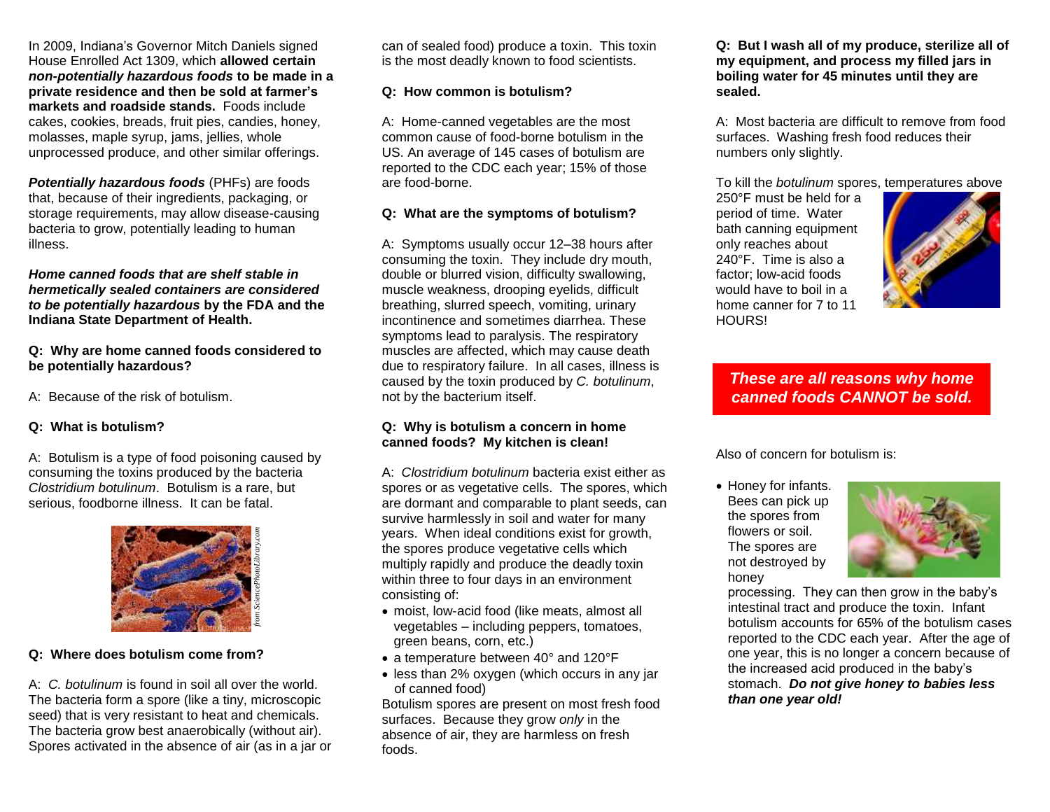In 2009, Indiana's Governor Mitch Daniels signed House Enrolled Act 1309, which **allowed certain *non-potentially hazardous foods* to be made in a private residence and then be sold at farmer's markets and roadside stands.** Foods include cakes, cookies, breads, fruit pies, candies, honey, molasses, maple syrup, jams, jellies, whole unprocessed produce, and other similar offerings.

***Potentially hazardous foods*** (PHFs) are foods that, because of their ingredients, packaging, or storage requirements, may allow disease-causing bacteria to grow, potentially leading to human illness.

***Home canned foods that are shelf stable in hermetically sealed containers are considered to be potentially hazardous*** **by the FDA and the Indiana State Department of Health.**

**Q: Why are home canned foods considered to be potentially hazardous?**

A: Because of the risk of botulism.

**Q: What is botulism?**

A: Botulism is a type of food poisoning caused by consuming the toxins produced by the bacteria *Clostridium botulinum*. Botulism is a rare, but serious, foodborne illness. It can be fatal.

*from SciencePhotoLibrary.com*

**Q: Where does botulism come from?**

A: *C. botulinum* is found in soil all over the world. The bacteria form a spore (like a tiny, microscopic seed) that is very resistant to heat and chemicals. The bacteria grow best anaerobically (without air). Spores activated in the absence of air (as in a jar or can of sealed food) produce a toxin. This toxin is the most deadly known to food scientists.

**Q: How common is botulism?**

A: Home-canned vegetables are the most common cause of food-borne botulism in the US. An average of 145 cases of botulism are reported to the CDC each year; 15% of those are food-borne.

**Q: What are the symptoms of botulism?**

A: Symptoms usually occur 12–38 hours after consuming the toxin. They include dry mouth, double or blurred vision, difficulty swallowing, muscle weakness, drooping eyelids, difficult breathing, slurred speech, vomiting, urinary incontinence and sometimes diarrhea. These symptoms lead to paralysis. The respiratory muscles are affected, which may cause death due to respiratory failure. In all cases, illness is caused by the toxin produced by *C. botulinum*, not by the bacterium itself.

**Q: Why is botulism a concern in home canned foods? My kitchen is clean!**

A: *Clostridium botulinum* bacteria exist either as spores or as vegetative cells. The spores, which are dormant and comparable to plant seeds, can survive harmlessly in soil and water for many years. When ideal conditions exist for growth, the spores produce vegetative cells which multiply rapidly and produce the deadly toxin within three to four days in an environment consisting of:

- moist, low-acid food (like meats, almost all vegetables – including peppers, tomatoes, green beans, corn, etc.)
- a temperature between 40° and 120°F
- less than 2% oxygen (which occurs in any jar of canned food)

Botulism spores are present on most fresh food surfaces. Because they grow *only* in the absence of air, they are harmless on fresh foods.

**Q: But I wash all of my produce, sterilize all of my equipment, and process my filled jars in boiling water for 45 minutes until they are sealed.**

A: Most bacteria are difficult to remove from food surfaces. Washing fresh food reduces their numbers only slightly.

To kill the *botulinum* spores, temperatures above 250°F must be held for a period of time. Water bath canning equipment only reaches about 240°F. Time is also a factor; low-acid foods would have to boil in a home canner for 7 to 11 HOURS!

***These are all reasons why home canned foods CANNOT be sold.***

Also of concern for botulism is:

- Honey for infants. Bees can pick up the spores from flowers or soil. The spores are not destroyed by honey processing. They can then grow in the baby's intestinal tract and produce the toxin. Infant botulism accounts for 65% of the botulism cases reported to the CDC each year. After the age of one year, this is no longer a concern because of the increased acid produced in the baby's stomach. ***Do not give honey to babies less than one year old!***